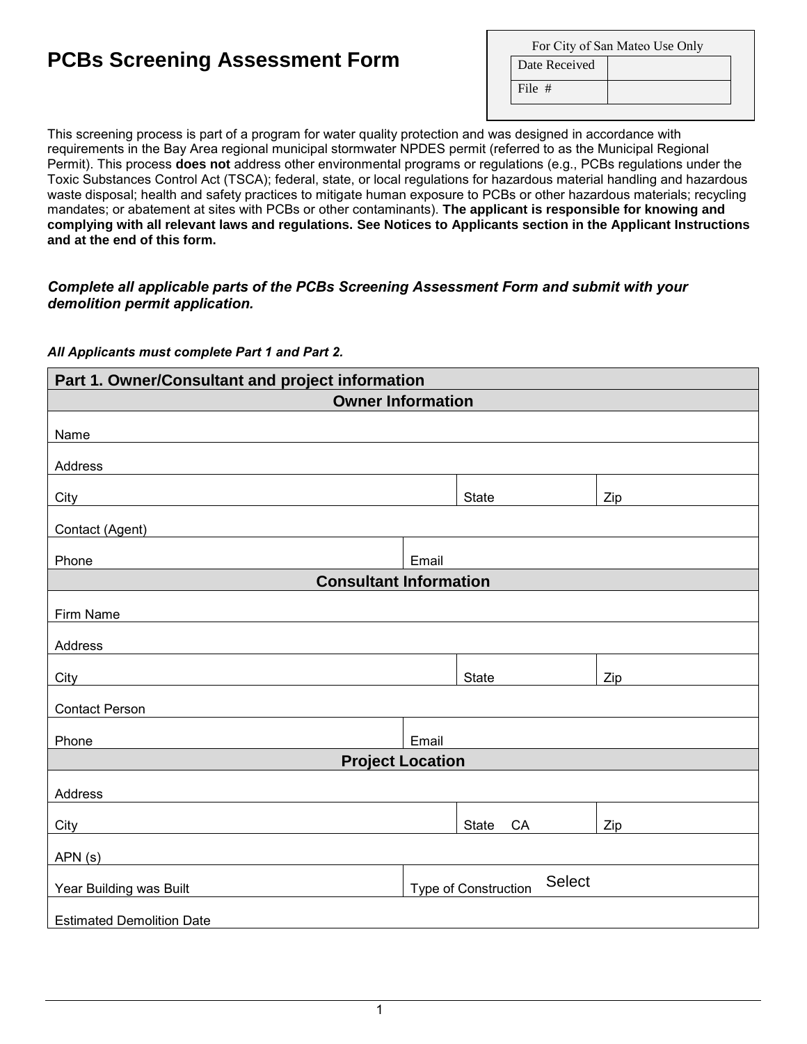# PCBs Screening Assessment Form

| For City of San Mateo Use Only | |
|---|---|
| Date Received | |
| File # | |

This screening process is part of a program for water quality protection and was designed in accordance with requirements in the Bay Area regional municipal stormwater NPDES permit (referred to as the Municipal Regional Permit). This process **does not** address other environmental programs or regulations (e.g., PCBs regulations under the Toxic Substances Control Act (TSCA); federal, state, or local regulations for hazardous material handling and hazardous waste disposal; health and safety practices to mitigate human exposure to PCBs or other hazardous materials; recycling mandates; or abatement at sites with PCBs or other contaminants). **The applicant is responsible for knowing and complying with all relevant laws and regulations. See Notices to Applicants section in the Applicant Instructions and at the end of this form.**

***Complete all applicable parts of the PCBs Screening Assessment Form and submit with your demolition permit application.***

***All Applicants must complete Part 1 and Part 2.***

| **Part 1. Owner/Consultant and project information** | | |
|---|---|---|
| **Owner Information** | | |
| Name | | |
| Address | | |
| City | State | Zip |
| Contact (Agent) | | |
| Phone | Email | |
| **Consultant Information** | | |
| Firm Name | | |
| Address | | |
| City | State | Zip |
| Contact Person | | |
| Phone | Email | |
| **Project Location** | | |
| Address | | |
| City | State CA | Zip |
| APN (s) | | |
| Year Building was Built | Type of Construction Select | |
| Estimated Demolition Date | | |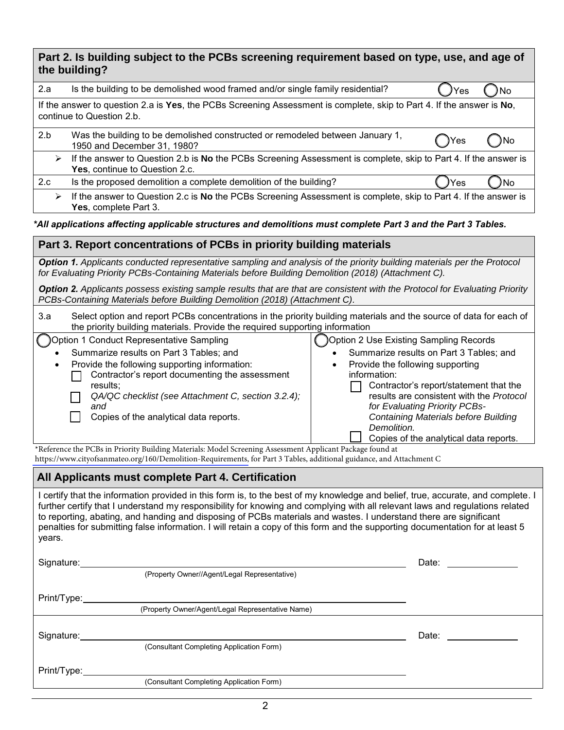## Part 2. Is building subject to the PCBs screening requirement based on type, use, and age of the building?

| | | |
|---|---|---|
| 2.a | Is the building to be demolished wood framed and/or single family residential? | ◯ Yes ◯ No |

If the answer to question 2.a is **Yes**, the PCBs Screening Assessment is complete, skip to Part 4. If the answer is **No**, continue to Question 2.b.

| | | |
|---|---|---|
| 2.b | Was the building to be demolished constructed or remodeled between January 1, 1950 and December 31, 1980? | ◯ Yes ◯ No |

- If the answer to Question 2.b is **No** the PCBs Screening Assessment is complete, skip to Part 4. If the answer is **Yes**, continue to Question 2.c.

| | | |
|---|---|---|
| 2.c | Is the proposed demolition a complete demolition of the building? | ◯ Yes ◯ No |

- If the answer to Question 2.c is **No** the PCBs Screening Assessment is complete, skip to Part 4. If the answer is **Yes**, complete Part 3.

***All applications affecting applicable structures and demolitions must complete Part 3 and the Part 3 Tables.***

## Part 3. Report concentrations of PCBs in priority building materials

***Option 1.*** *Applicants conducted representative sampling and analysis of the priority building materials per the Protocol for Evaluating Priority PCBs-Containing Materials before Building Demolition (2018) (Attachment C).*

***Option 2.*** *Applicants possess existing sample results that are that are consistent with the Protocol for Evaluating Priority PCBs-Containing Materials before Building Demolition (2018) (Attachment C).*

3.a Select option and report PCBs concentrations in the priority building materials and the source of data for each of the priority building materials. Provide the required supporting information

| ◯ Option 1 Conduct Representative Sampling | ◯ Option 2 Use Existing Sampling Records |
|---|---|
| • Summarize results on Part 3 Tables; and<br>• Provide the following supporting information:<br>☐ Contractor's report documenting the assessment results;<br>☐ *QA/QC checklist (see Attachment C, section 3.2.4); and*<br>☐ Copies of the analytical data reports. | • Summarize results on Part 3 Tables; and<br>• Provide the following supporting information:<br>☐ Contractor's report/statement that the results are consistent with the *Protocol for Evaluating Priority PCBs-Containing Materials before Building Demolition.*<br>☐ Copies of the analytical data reports. |

*Reference the PCBs in Priority Building Materials: Model Screening Assessment Applicant Package found at https://www.cityofsanmateo.org/160/Demolition-Requirements, for Part 3 Tables, additional guidance, and Attachment C

## All Applicants must complete Part 4. Certification

I certify that the information provided in this form is, to the best of my knowledge and belief, true, accurate, and complete. I further certify that I understand my responsibility for knowing and complying with all relevant laws and regulations related to reporting, abating, and handing and disposing of PCBs materials and wastes. I understand there are significant penalties for submitting false information. I will retain a copy of this form and the supporting documentation for at least 5 years.

Signature: ______________________________ Date: __________
(Property Owner//Agent/Legal Representative)

Print/Type: ______________________________
(Property Owner/Agent/Legal Representative Name)

Signature: ______________________________ Date: __________
(Consultant Completing Application Form)

Print/Type: ______________________________
(Consultant Completing Application Form)